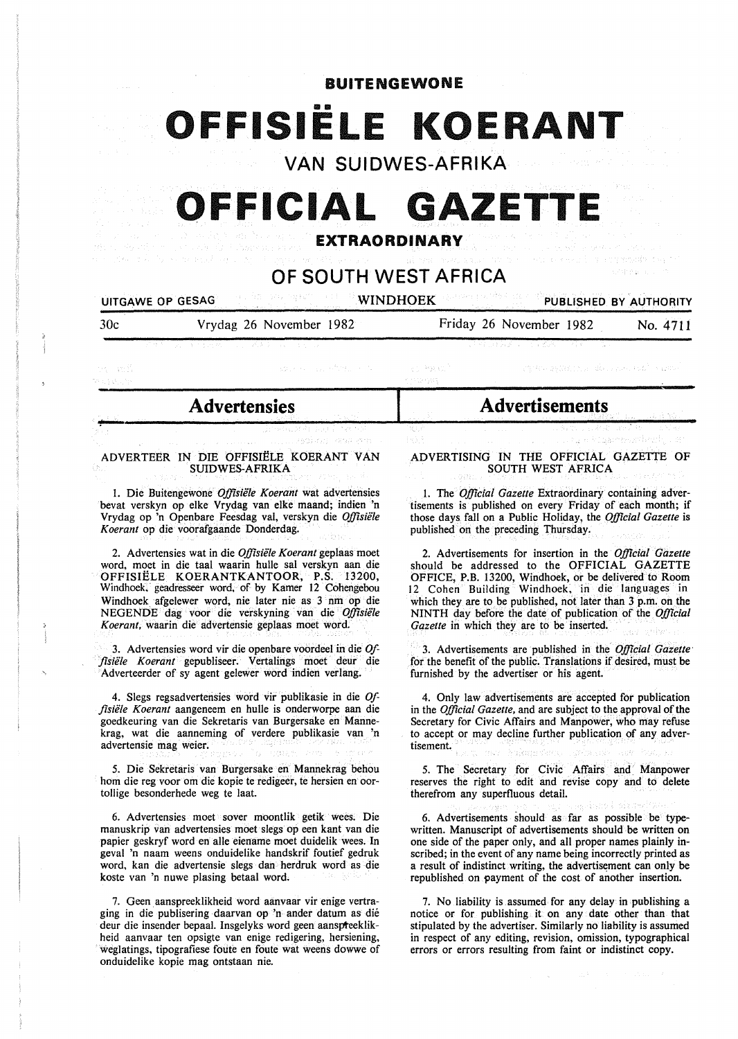# BUITENGEWONE

# OFFISIËLE KOERANT

## VAN SUIDWES-AFRIKA

# OFFICIAL GAZETTE

## EXTRAORDINARY

## OF SOUTH WEST AFRICA

UITGAWE OP GESAG — WINDHOEK — PUBLISHED BY AUTHORITY

30c — Vrydag 26 November 1982 — Friday 26 November 1982 — No. 4711

## Advertensies

### ADVERTEER IN DIE OFFISIËLE KOERANT VAN SUIDWES-AFRIKA

1. Die Buitengewone *Offisiële Koerant* wat advertensies bevat verskyn op elke Vrydag van elke maand; indien 'n Vrydag op 'n Openbare Feesdag val, verskyn die *Offisiële Koerant* op die voorafgaande Donderdag.

2. Advertensies wat in die *Offisiële Koerant* geplaas moet word, moet in die taal waarin hulle sal verskyn aan die OFFISIËLE KOERANTKANTOOR, P.S. 13200, Windhoek, geadresseer word, of by Kamer 12 Cohengebou Windhoek afgelewer word, nie later nie as 3 nm op die NEGENDE dag voor die verskyning van die *Offisiële Koerant*, waarin die advertensie geplaas moet word.

3. Advertensies word vir die openbare voordeel in die *Offisiële Koerant* gepubliseer. Vertalings moet deur die Adverteerder of sy agent gelewer word indien verlang.

4. Slegs regsadvertensies word vir publikasie in die *Offisiële Koerant* aangeneem en hulle is onderworpe aan die goedkeuring van die Sekretaris van Burgersake en Mannekrag, wat die aanneming of verdere publikasie van 'n advertensie mag weier.

5. Die Sekretaris van Burgersake en Mannekrag behou hom die reg voor om die kopie te redigeer, te hersien en oortollige besonderhede weg te laat.

6. Advertensies moet sover moontlik getik wees. Die manuskrip van advertensies moet slegs op een kant van die papier geskryf word en alle eiename moet duidelik wees. In geval 'n naam weens onduidelike handskrif foutief gedruk word, kan die advertensie slegs dan herdruk word as die koste van 'n nuwe plasing betaal word.

7. Geen aanspreeklikheid word aanvaar vir enige vertraging in die publisering daarvan op 'n ander datum as dié deur die insender bepaal. Insgelyks word geen aanspreeklikheid aanvaar ten opsigte van enige redigering, hersiening, weglatings, tipografiese foute en foute wat weens dowwe of onduidelike kopie mag ontstaan nie.

## Advertisements

### ADVERTISING IN THE OFFICIAL GAZETTE OF SOUTH WEST AFRICA

1. The *Official Gazette* Extraordinary containing advertisements is published on every Friday of each month; if those days fall on a Public Holiday, the *Official Gazette* is published on the preceding Thursday.

2. Advertisements for insertion in the *Official Gazette* should be addressed to the OFFICIAL GAZETTE OFFICE, P.B. 13200, Windhoek, or be delivered to Room 12 Cohen Building Windhoek, in die languages in which they are to be published, not later than 3 p.m. on the NINTH day before the date of publication of the *Official Gazette* in which they are to be inserted.

3. Advertisements are published in the *Official Gazette* for the benefit of the public. Translations if desired, must be furnished by the advertiser or his agent.

4. Only law advertisements are accepted for publication in the *Official Gazette*, and are subject to the approval of the Secretary for Civic Affairs and Manpower, who may refuse to accept or may decline further publication of any advertisement.

5. The Secretary for Civic Affairs and Manpower reserves the right to edit and revise copy and to delete therefrom any superfluous detail.

6. Advertisements should as far as possible be typewritten. Manuscript of advertisements should be written on one side of the paper only, and all proper names plainly inscribed; in the event of any name being incorrectly printed as a result of indistinct writing, the advertisement can only be republished on payment of the cost of another insertion.

7. No liability is assumed for any delay in publishing a notice or for publishing it on any date other than that stipulated by the advertiser. Similarly no liability is assumed in respect of any editing, revision, omission, typographical errors or errors resulting from faint or indistinct copy.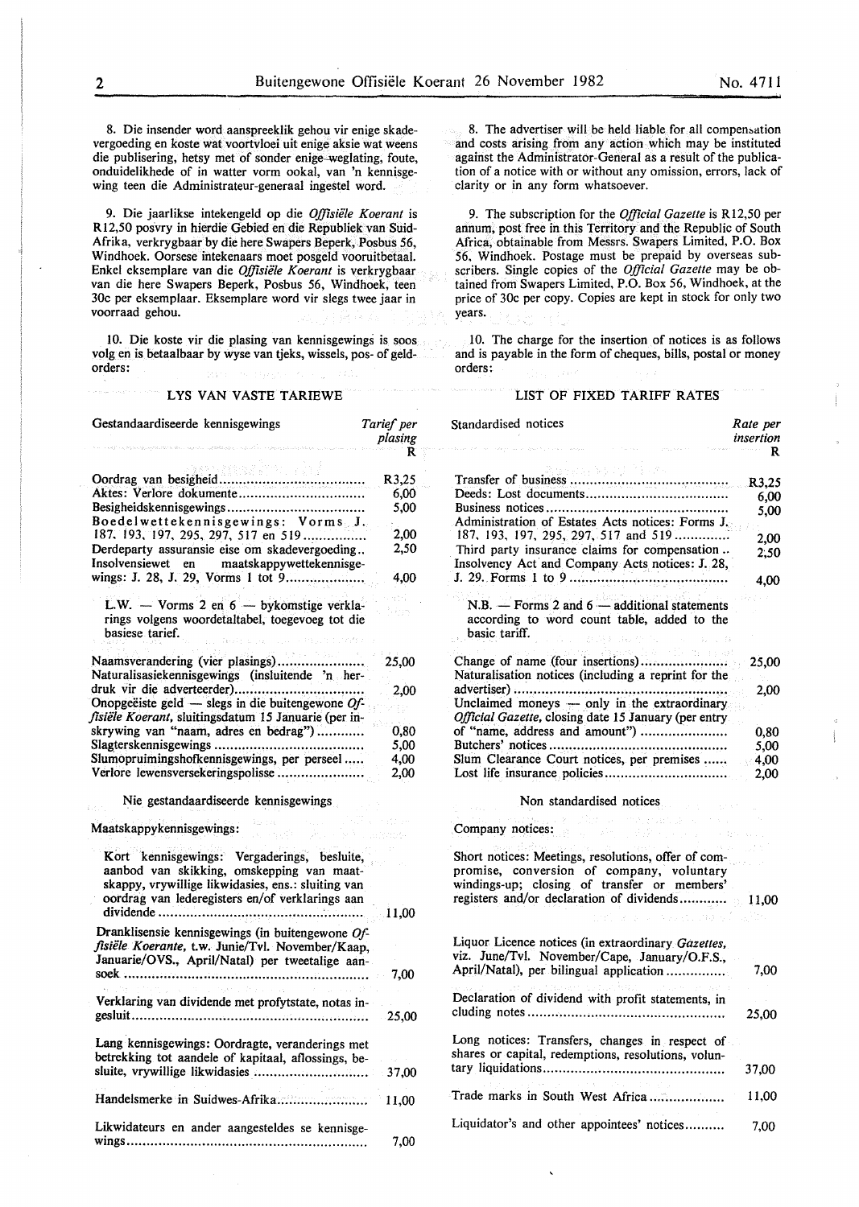8. Die insender word aanspreeklik gehou vir enige skadevergoeding en koste wat voortvloei uit enige aksie wat weens die publisering, hetsy met of sonder enige weglating, foute, onduidelikhede of in watter vorm ookal, van 'n kennisgewing teen die Administrateur-generaal ingestel word.

9. Die jaarlikse intekengeld op die *Offisiële Koerant* is R12,50 posvry in hierdie Gebied en die Republiek van Suid-Afrika, verkrygbaar by die here Swapers Beperk, Posbus 56, Windhoek. Oorsese intekenaars moet posgeld vooruitbetaal. Enkel eksemplare van die *Offisiële Koerant* is verkrygbaar van die here Swapers Beperk, Posbus 56, Windhoek, teen 30c per eksemplaar. Eksemplare word vir slegs twee jaar in voorraad gehou.

10. Die koste vir die plasing van kennisgewings is soos volg en is betaalbaar by wyse van tjeks, wissels, pos- of geldorders:

## LYS VAN VASTE TARIEWE

| Gestandaardiseerde kennisgewings | Tarief per plasing R |
|---|---|
| Oordrag van besigheid | R3,25 |
| Aktes: Verlore dokumente | 6,00 |
| Besigheidskennisgewings | 5,00 |
| Boedelwettekennisgewings: Vorms J. 187, 193, 197, 295, 297, 517 en 519 | 2,00 |
| Derdeparty assuransie eise om skadevergoeding | 2,50 |
| Insolvensiewet en maatskappywettekennisgewings: J. 28, J. 29, Vorms 1 tot 9 | 4,00 |

L.W. — Vorms 2 en 6 — bykomstige verklarings volgens woordetaltabel, toegevoeg tot die basiese tarief.

| | |
|---|---|
| Naamsverandering (vier plasings) | 25,00 |
| Naturalisasiekennisgewings (insluitende 'n herdruk vir die adverteerder) | 2,00 |
| Onopgeëiste geld — slegs in die buitengewone *Offisiële Koerant*, sluitingsdatum 15 Januarie (per inskrywing van "naam, adres en bedrag") | 0,80 |
| Slagterskennisgewings | 5,00 |
| Slumopruimingshofkennisgewings, per perseel | 4,00 |
| Verlore lewensversekeringspolisse | 2,00 |

### Nie gestandaardiseerde kennisgewings

Maatskappykennisgewings:

| | |
|---|---|
| Kort kennisgewings: Vergaderings, besluite, aanbod van skikking, omskepping van maatskappy, vrywillige likwidasies, ens.: sluiting van oordrag van lederegisters en/of verklarings aan dividende | 11,00 |
| Dranklisensie kennisgewings (in buitengewone *Offisiële Koerante*, t.w. Junie/Tvl. November/Kaap, Januarie/OVS., April/Natal) per tweetalige aansoek | 7,00 |
| Verklaring van dividende met profytstate, notas ingesluit | 25,00 |
| Lang kennisgewings: Oordragte, veranderings met betrekking tot aandele of kapitaal, aflossings, besluite, vrywillige likwidasies | 37,00 |
| Handelsmerke in Suidwes-Afrika | 11,00 |
| Likwidateurs en ander aangesteldes se kennisgewings | 7,00 |

8. The advertiser will be held liable for all compensation and costs arising from any action which may be instituted against the Administrator-General as a result of the publication of a notice with or without any omission, errors, lack of clarity or in any form whatsoever.

9. The subscription for the *Official Gazette* is R12,50 per annum, post free in this Territory and the Republic of South Africa, obtainable from Messrs. Swapers Limited, P.O. Box 56, Windhoek. Postage must be prepaid by overseas subscribers. Single copies of the *Official Gazette* may be obtained from Swapers Limited, P.O. Box 56, Windhoek, at the price of 30c per copy. Copies are kept in stock for only two years.

10. The charge for the insertion of notices is as follows and is payable in the form of cheques, bills, postal or money orders:

## LIST OF FIXED TARIFF RATES

| Standardised notices | Rate per insertion R |
|---|---|
| Transfer of business | R3,25 |
| Deeds: Lost documents | 6,00 |
| Business notices | 5,00 |
| Administration of Estates Acts notices: Forms J. 187, 193, 197, 295, 297, 517 and 519 | 2,00 |
| Third party insurance claims for compensation | 2,50 |
| Insolvency Act and Company Acts notices: J. 28, J. 29. Forms 1 to 9 | 4,00 |

N.B. — Forms 2 and 6 — additional statements according to word count table, added to the basic tariff.

| | |
|---|---|
| Change of name (four insertions) | 25,00 |
| Naturalisation notices (including a reprint for the advertiser) | 2,00 |
| Unclaimed moneys — only in the extraordinary *Official Gazette*, closing date 15 January (per entry of "name, address and amount") | 0,80 |
| Butchers' notices | 5,00 |
| Slum Clearance Court notices, per premises | 4,00 |
| Lost life insurance policies | 2,00 |

### Non standardised notices

Company notices:

| | |
|---|---|
| Short notices: Meetings, resolutions, offer of compromise, conversion of company, voluntary windings-up; closing of transfer or members' registers and/or declaration of dividends | 11,00 |
| Liquor Licence notices (in extraordinary *Gazettes*, viz. June/Tvl. November/Cape, January/O.F.S., April/Natal), per bilingual application | 7,00 |
| Declaration of dividend with profit statements, including notes | 25,00 |
| Long notices: Transfers, changes in respect of shares or capital, redemptions, resolutions, voluntary liquidations | 37,00 |
| Trade marks in South West Africa | 11,00 |
| Liquidator's and other appointees' notices | 7,00 |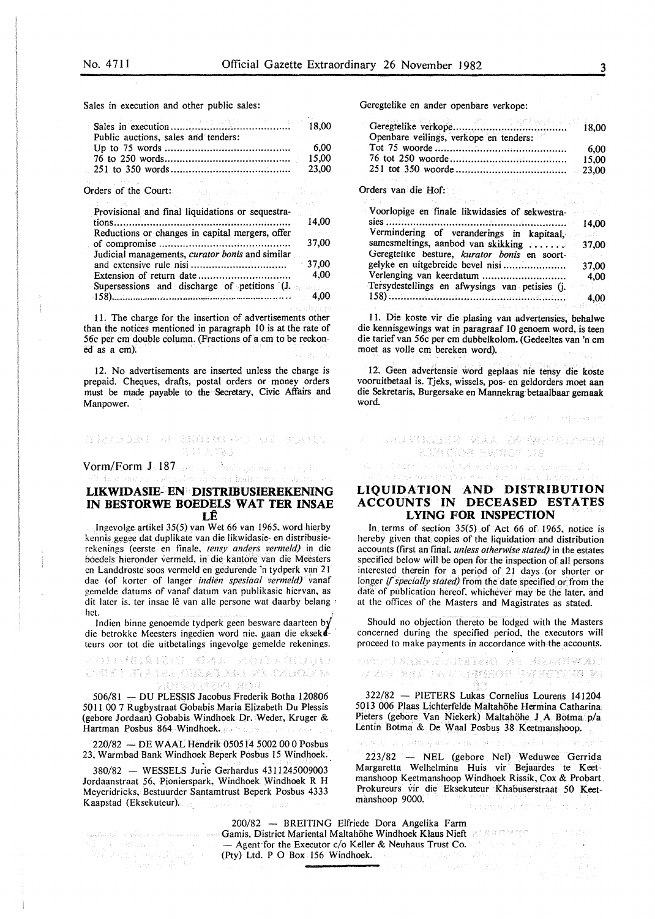Sales in execution and other public sales:

| | |
|---|---|
| Sales in execution | 18,00 |
| Public auctions, sales and tenders: | |
| Up to 75 words | 6,00 |
| 76 to 250 words | 15,00 |
| 251 to 350 words | 23,00 |

Orders of the Court:

| | |
|---|---|
| Provisional and final liquidations or sequestrations | 14,00 |
| Reductions or changes in capital mergers, offer of compromise | 37,00 |
| Judicial managements, *curator bonis* and similar and extensive rule nisi | 37,00 |
| Extension of return date | 4,00 |
| Supersessions and discharge of petitions (J. 158) | 4,00 |

11. The charge for the insertion of advertisements other than the notices mentioned in paragraph 10 is at the rate of 56c per cm double column. (Fractions of a cm to be reckoned as a cm).

12. No advertisements are inserted unless the charge is prepaid. Cheques, drafts, postal orders or money orders must be made payable to the Secretary, Civic Affairs and Manpower.

Geregtelike en ander openbare verkope:

| | |
|---|---|
| Geregtelike verkope | 18,00 |
| Openbare veilings, verkope en tenders: | |
| Tot 75 woorde | 6,00 |
| 76 tot 250 woorde | 15,00 |
| 251 tot 350 woorde | 23,00 |

Orders van die Hof:

| | |
|---|---|
| Voorlopige en finale likwidasies of sekwestrasies | 14,00 |
| Vermindering of veranderings in kapitaal, samesmeltings, aanbod van skikking | 37,00 |
| Geregtelike besture, *kurator bonis* en soortgelyke en uitgebreide bevel nisi | 37,00 |
| Verlenging van keerdatum | 4,00 |
| Tersydestellings en afwysings van petisies (j. 158) | 4,00 |

11. Die koste vir die plasing van advertensies, behalwe die kennisgewings wat in paragraaf 10 genoem word, is teen die tarief van 56c per cm dubbelkolom. (Gedeeltes van 'n cm moet as volle cm bereken word).

12. Geen advertensie word geplaas nie tensy die koste vooruitbetaal is. Tjeks, wissels, pos- en geldorders moet aan die Sekretaris, Burgersake en Mannekrag betaalbaar gemaak word.

Vorm/Form J 187

## LIKWIDASIE- EN DISTRIBUSIEREKENING IN BESTORWE BOEDELS WAT TER INSAE LÊ

Ingevolge artikel 35(5) van Wet 66 van 1965, word hierby kennis gegee dat duplikate van die likwidasie- en distribusierekenings (eerste en finale, *tensy anders vermeld)* in die boedels hieronder vermeld, in die kantore van die Meesters en Landdroste soos vermeld en gedurende 'n tydperk van 21 dae (of korter of langer *indien spesiaal vermeld)* vanaf gemelde datums of vanaf datum van publikasie hiervan, as dit later is, ter insae lê van alle persone wat daarby belang het.

Indien binne genoemde tydperk geen besware daarteen by die betrokke Meesters ingedien word nie, gaan die eksekuteurs oor tot die uitbetalings ingevolge gemelde rekenings.

## LIQUIDATION AND DISTRIBUTION ACCOUNTS IN DECEASED ESTATES LYING FOR INSPECTION

In terms of section 35(5) of Act 66 of 1965, notice is hereby given that copies of the liquidation and distribution accounts (first an final, *unless otherwise stated)* in the estates specified below will be open for the inspection of all persons interested therein for a period of 21 days (or shorter or longer *if specially stated)* from the date specified or from the date of publication hereof, whichever may be the later, and at the offices of the Masters and Magistrates as stated.

Should no objection thereto be lodged with the Masters concerned during the specified period, the executors will proceed to make payments in accordance with the accounts.

506/81 — DU PLESSIS Jacobus Frederik Botha 120806 5011 00 7 Rugbystraat Gobabis Maria Elizabeth Du Plessis (gebore Jordaan) Gobabis Windhoek Dr. Weder, Kruger & Hartman Posbus 864 Windhoek.

220/82 — DE WAAL Hendrik 050514 5002 00 0 Posbus 23, Warmbad Bank Windhoek Beperk Posbus 15 Windhoek.

380/82 — WESSELS Jurie Gerhardus 4311245009003 Jordaanstraat 56, Pionierspark, Windhoek Windhoek R H Meyeridricks, Bestuurder Santamtrust Beperk Posbus 4333 Kaapstad (Eksekuteur).

322/82 — PIETERS Lukas Cornelius Lourens 141204 5013 006 Plaas Lichterfelde Maltahöhe Hermina Catharina Pieters (gebore Van Niekerk) Maltahöhe J A Botma p/a Lentin Botma & De Waal Posbus 38 Keetmanshoop.

223/82 — NEL (gebore Nel) Weduwee Gerrida Margaretta Welhelmina Huis vir Bejaardes te Keetmanshoop Keetmanshoop Windhoek Rissik, Cox & Probart Prokureurs vir die Eksekuteur Khabuserstraat 50 Keetmanshoop 9000.

200/82 — BREITING Elfriede Dora Angelika Farm Gamis, District Mariental Maltahöhe Windhoek Klaus Nieft — Agent for the Executor c/o Keller & Neuhaus Trust Co. (Pty) Ltd. P O Box 156 Windhoek.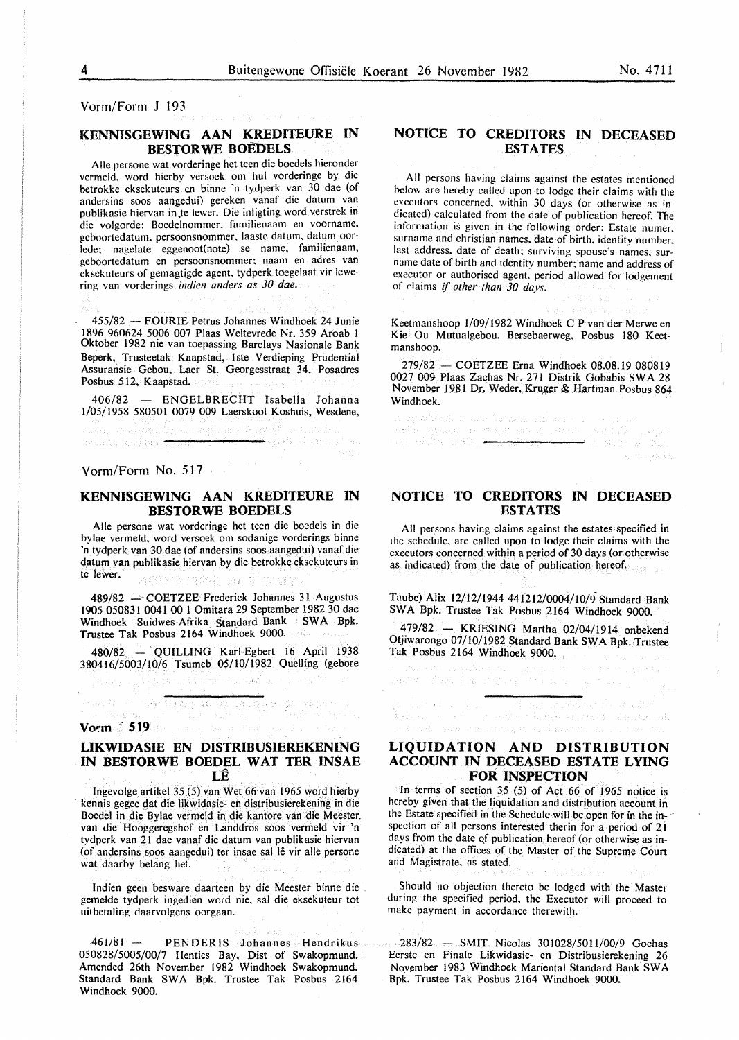Vorm/Form J 193

## KENNISGEWING AAN KREDITEURE IN BESTORWE BOEDELS

Alle persone wat vorderinge het teen die boedels hieronder vermeld, word hierby versoek om hul vorderinge by die betrokke eksekuteurs en binne 'n tydperk van 30 dae (of andersins soos aangedui) gereken vanaf die datum van publikasie hiervan in te lewer. Die inligting word verstrek in die volgorde: Boedelnommer, familienaam en voorname, geboortedatum, persoonsnommer, laaste datum, datum oorlede; nagelate eggenoot(note) se name, familienaam, geboortedatum en persoonsnommer; naam en adres van eksekuteurs of gemagtigde agent, tydperk toegelaat vir lewering van vorderings *indien anders as 30 dae.*

455/82 — FOURIE Petrus Johannes Windhoek 24 Junie 1896 960624 5006 007 Plaas Weltevrede Nr. 359 Aroab 1 Oktober 1982 nie van toepassing Barclays Nasionale Bank Beperk, Trusteetak Kaapstad, 1ste Verdieping Prudential Assuransie Gebou, Laer St. Georgesstraat 34, Posadres Posbus 512, Kaapstad.

406/82 — ENGELBRECHT Isabella Johanna 1/05/1958 580501 0079 009 Laerskool Koshuis, Wesdene, Keetmanshoop 1/09/1982 Windhoek C P van der Merwe en Kie Ou Mutualgebou, Bersebaerweg, Posbus 180 Keetmanshoop.

279/82 — COETZEE Erna Windhoek 08.08.19 080819 0027 009 Plaas Zachas Nr. 271 Distrik Gobabis SWA 28 November 1981 Dr. Weder, Kruger & Hartman Posbus 864 Windhoek.

## NOTICE TO CREDITORS IN DECEASED ESTATES

All persons having claims against the estates mentioned below are hereby called upon to lodge their claims with the executors concerned, within 30 days (or otherwise as indicated) calculated from the date of publication hereof. The information is given in the following order: Estate numer, surname and christian names, date of birth, identity number, last address, date of death; surviving spouse's names, surname date of birth and identity number; name and address of executor or authorised agent, period allowed for lodgement of claims *if other than 30 days.*

---

Vorm/Form No. 517

## KENNISGEWING AAN KREDITEURE IN BESTORWE BOEDELS

Alle persone wat vorderinge het teen die boedels in die bylae vermeld, word versoek om sodanige vorderings binne 'n tydperk van 30 dae (of andersins soos aangedui) vanaf die datum van publikasie hiervan by die betrokke eksekuteurs in te lewer.

489/82 — COETZEE Frederick Johannes 31 Augustus 1905 050831 0041 00 1 Omitara 29 September 1982 30 dae Windhoek Suidwes-Afrika Standard Bank SWA Bpk. Trustee Tak Posbus 2164 Windhoek 9000.

480/82 — QUILLING Karl-Egbert 16 April 1938 380416/5003/10/6 Tsumeb 05/10/1982 Quelling (gebore Taube) Alix 12/12/1944 441212/0004/10/9 Standard Bank SWA Bpk. Trustee Tak Posbus 2164 Windhoek 9000.

479/82 — KRIESING Martha 02/04/1914 onbekend Otjiwarongo 07/10/1982 Standard Bank SWA Bpk. Trustee Tak Posbus 2164 Windhoek 9000.

## NOTICE TO CREDITORS IN DECEASED ESTATES

All persons having claims against the estates specified in the schedule, are called upon to lodge their claims with the executors concerned within a period of 30 days (or otherwise as indicated) from the date of publication hereof.

---

Vorm 519

## LIKWIDASIE EN DISTRIBUSIEREKENING IN BESTORWE BOEDEL WAT TER INSAE LÊ

Ingevolge artikel 35 (5) van Wet 66 van 1965 word hierby kennis gegee dat die likwidasie- en distribusierekening in die Boedel in die Bylae vermeld in die kantore van die Meester van die Hooggeregshof en Landdros soos vermeld vir 'n tydperk van 21 dae vanaf die datum van publikasie hiervan (of andersins soos aangedui) ter insae sal lê vir alle persone wat daarby belang het.

Indien geen besware daarteen by die Meester binne die gemelde tydperk ingedien word nie, sal die eksekuteur tot uitbetaling daarvolgens oorgaan.

461/81 — PENDERIS Johannes Hendrikus 050828/5005/00/7 Henties Bay, Dist of Swakopmund. Amended 26th November 1982 Windhoek Swakopmund. Standard Bank SWA Bpk. Trustee Tak Posbus 2164 Windhoek 9000.

283/82 — SMIT Nicolas 301028/5011/00/9 Gochas Eerste en Finale Likwidasie- en Distribusierekening 26 November 1983 Windhoek Mariental Standard Bank SWA Bpk. Trustee Tak Posbus 2164 Windhoek 9000.

## LIQUIDATION AND DISTRIBUTION ACCOUNT IN DECEASED ESTATE LYING FOR INSPECTION

In terms of section 35 (5) of Act 66 of 1965 notice is hereby given that the liquidation and distribution account in the Estate specified in the Schedule will be open for in the inspection of all persons interested therin for a period of 21 days from the date of publication hereof (or otherwise as indicated) at the offices of the Master of the Supreme Court and Magistrate, as stated.

Should no objection thereto be lodged with the Master during the specified period, the Executor will proceed to make payment in accordance therewith.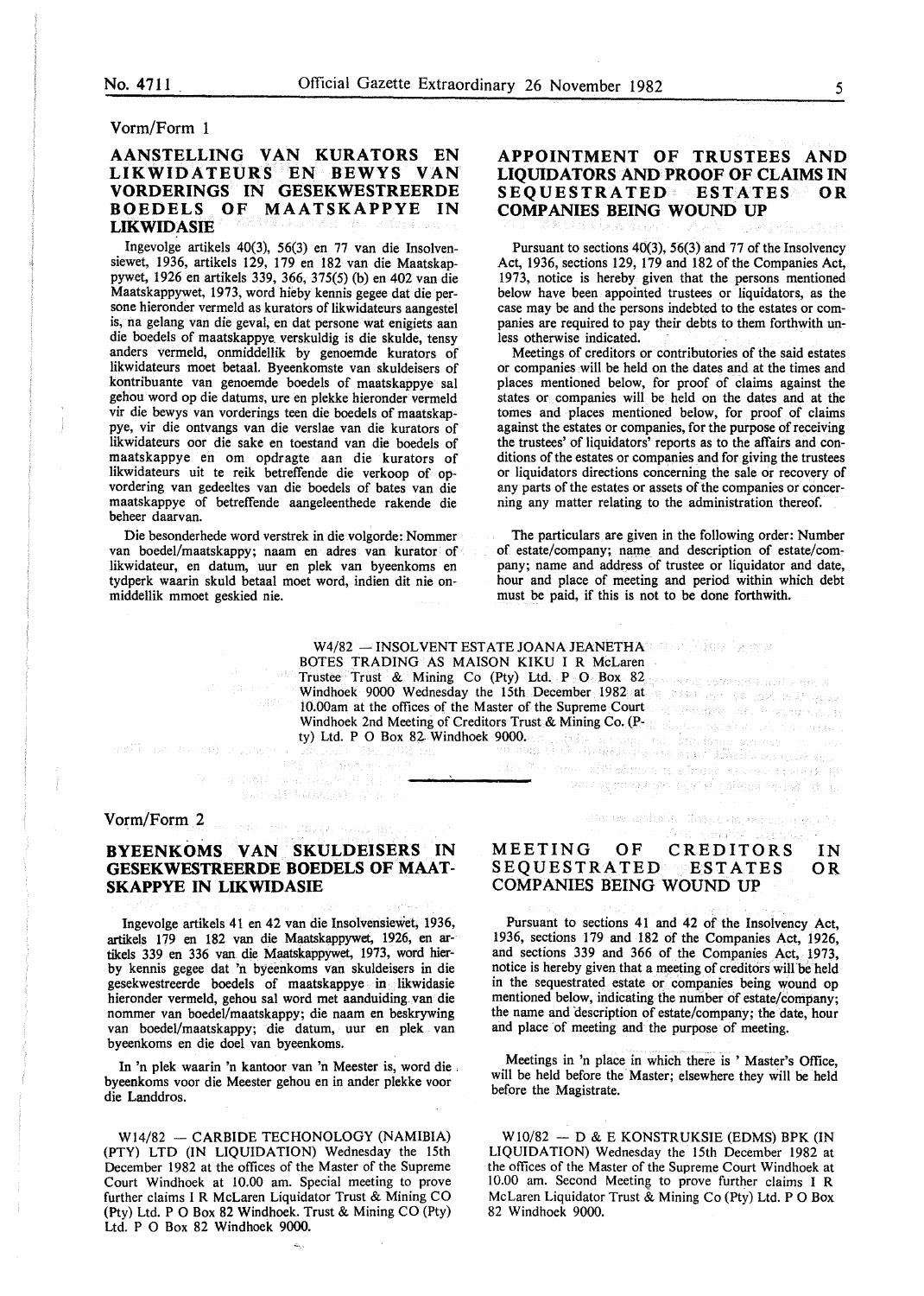Vorm/Form 1

## AANSTELLING VAN KURATORS EN LIKWIDATEURS EN BEWYS VAN VORDERINGS IN GESEKWESTREERDE BOEDELS OF MAATSKAPPYE IN LIKWIDASIE

Ingevolge artikels 40(3), 56(3) en 77 van die Insolvensiewet, 1936, artikels 129, 179 en 182 van die Maatskappywet, 1926 en artikels 339, 366, 375(5) (b) en 402 van die Maatskappywet, 1973, word hieby kennis gegee dat die persone hieronder vermeld as kurators of likwidateurs aangestel is, na gelang van die geval, en dat persone wat enigiets aan die boedels of maatskappye verskuldig is die skulde, tensy anders vermeld, onmiddellik by genoemde kurators of likwidateurs moet betaal. Byeenkomste van skuldeisers of kontribuante van genoemde boedels of maatskappye sal gehou word op die datums, ure en plekke hieronder vermeld vir die bewys van vorderings teen die boedels of maatskappye, vir die ontvangs van die verslae van die kurators of likwidateurs oor die sake en toestand van die boedels of maatskappye en om opdragte aan die kurators of likwidateurs uit te reik betreffende die verkoop of opvordering van gedeeltes van die boedels of bates van die maatskappye of betreffende aangeleenthede rakende die beheer daarvan.

Die besonderhede word verstrek in die volgorde: Nommer van boedel/maatskappy; naam en adres van kurator of likwidateur, en datum, uur en plek van byeenkoms en tydperk waarin skuld betaal moet word, indien dit nie onmiddellik mmoet geskied nie.

## APPOINTMENT OF TRUSTEES AND LIQUIDATORS AND PROOF OF CLAIMS IN SEQUESTRATED ESTATES OR COMPANIES BEING WOUND UP

Pursuant to sections 40(3), 56(3) and 77 of the Insolvency Act, 1936, sections 129, 179 and 182 of the Companies Act, 1973, notice is hereby given that the persons mentioned below have been appointed trustees or liquidators, as the case may be and the persons indebted to the estates or companies are required to pay their debts to them forthwith unless otherwise indicated.

Meetings of creditors or contributories of the said estates or companies will be held on the dates and at the times and places mentioned below, for proof of claims against the states or companies will be held on the dates and at the tomes and places mentioned below, for proof of claims against the estates or companies, for the purpose of receiving the trustees' of liquidators' reports as to the affairs and conditions of the estates or companies and for giving the trustees or liquidators directions concerning the sale or recovery of any parts of the estates or assets of the companies or concerning any matter relating to the administration thereof.

The particulars are given in the following order: Number of estate/company; name and description of estate/company; name and address of trustee or liquidator and date, hour and place of meeting and period within which debt must be paid, if this is not to be done forthwith.

W4/82 — INSOLVENT ESTATE JOANA JEANETHA BOTES TRADING AS MAISON KIKU I R McLaren Trustee Trust & Mining Co (Pty) Ltd. P O Box 82 Windhoek 9000 Wednesday the 15th December 1982 at 10.00am at the offices of the Master of the Supreme Court Windhoek 2nd Meeting of Creditors Trust & Mining Co. (Pty) Ltd. P O Box 82 Windhoek 9000.

---

Vorm/Form 2

## BYEENKOMS VAN SKULDEISERS IN GESEKWESTREERDE BOEDELS OF MAATSKAPPYE IN LIKWIDASIE

Ingevolge artikels 41 en 42 van die Insolvensiewet, 1936, artikels 179 en 182 van die Maatskappywet, 1926, en artikels 339 en 336 van die Maatskappywet, 1973, word hierby kennis gegee dat 'n byeenkoms van skuldeisers in die gesekwestreerde boedels of maatskappye in likwidasie hieronder vermeld, gehou sal word met aanduiding van die nommer van boedel/maatskappy; die naam en beskrywing van boedel/maatskappy; die datum, uur en plek van byeenkoms en die doel van byeenkoms.

In 'n plek waarin 'n kantoor van 'n Meester is, word die byeenkoms voor die Meester gehou en in ander plekke voor die Landdros.

W14/82 — CARBIDE TECHONOLOGY (NAMIBIA) (PTY) LTD (IN LIQUIDATION) Wednesday the 15th December 1982 at the offices of the Master of the Supreme Court Windhoek at 10.00 am. Special meeting to prove further claims I R McLaren Liquidator Trust & Mining CO (Pty) Ltd. P O Box 82 Windhoek. Trust & Mining CO (Pty) Ltd. P O Box 82 Windhoek 9000.

## MEETING OF CREDITORS IN SEQUESTRATED ESTATES OR COMPANIES BEING WOUND UP

Pursuant to sections 41 and 42 of the Insolvency Act, 1936, sections 179 and 182 of the Companies Act, 1926, and sections 339 and 366 of the Companies Act, 1973, notice is hereby given that a meeting of creditors will be held in the sequestrated estate or companies being wound op mentioned below, indicating the number of estate/company; the name and description of estate/company; the date, hour and place of meeting and the purpose of meeting.

Meetings in 'n place in which there is ' Master's Office, will be held before the Master; elsewhere they will be held before the Magistrate.

W10/82 — D & E KONSTRUKSIE (EDMS) BPK (IN LIQUIDATION) Wednesday the 15th December 1982 at the offices of the Master of the Supreme Court Windhoek at 10.00 am. Second Meeting to prove further claims I R McLaren Liquidator Trust & Mining Co (Pty) Ltd. P O Box 82 Windhoek 9000.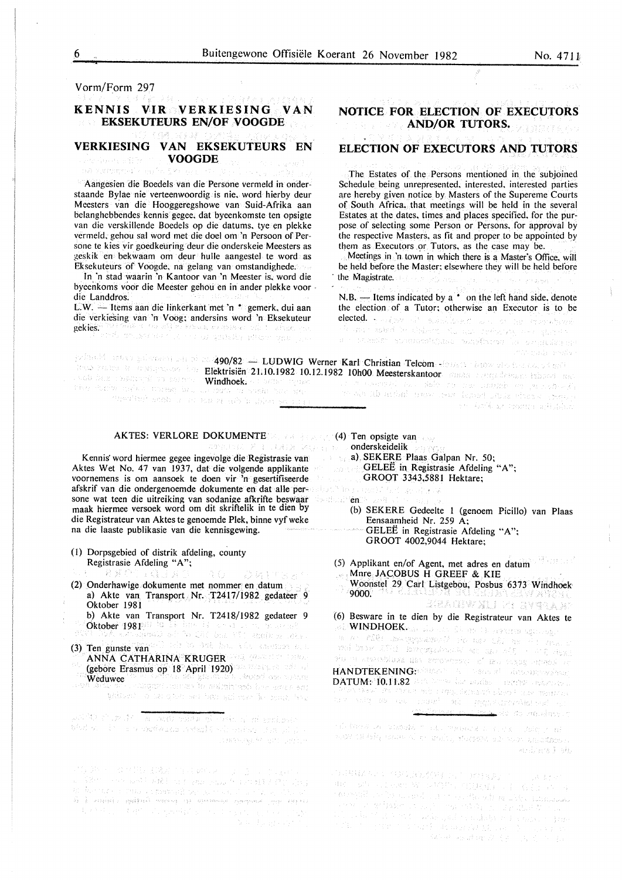Vorm/Form 297

## KENNIS VIR VERKIESING VAN EKSEKUTEURS EN/OF VOOGDE

## VERKIESING VAN EKSEKUTEURS EN VOOGDE

Aangesien die Boedels van die Persone vermeld in onderstaande Bylae nie verteenwoordig is nie, word hierby deur Meesters van die Hooggeregshowe van Suid-Afrika aan belanghebbendes kennis gegee, dat byeenkomste ten opsigte van die verskillende Boedels op die datums, tye en plekke vermeld, gehou sal word met die doel om 'n Persoon of Persone te kies vir goedkeuring deur die onderskeie Meesters as geskik en bekwaam om deur hulle aangestel te word as Eksekuteurs of Voogde, na gelang van omstandighede.

In 'n stad waarin 'n Kantoor van 'n Meester is, word die byeenkoms voor die Meester gehou en in ander plekke voor die Landdros.

L.W. — Items aan die linkerkant met 'n * gemerk, dui aan die verkiesing van 'n Voog; andersins word 'n Eksekuteur gekies.

## NOTICE FOR ELECTION OF EXECUTORS AND/OR TUTORS.

## ELECTION OF EXECUTORS AND TUTORS

The Estates of the Persons mentioned in the subjoined Schedule being unrepresented, interested, interested parties are hereby given notice by Masters of the Supereme Courts of South Africa, that meetings will be held in the several Estates at the dates, times and places specified, for the purpose of selecting some Person or Persons, for approval by the respective Masters, as fit and proper to be appointed by them as Executors or Tutors, as the case may be.

Meetings in 'n town in which there is a Master's Office, will be held before the Master; elsewhere they will be held before the Magistrate.

N.B. — Items indicated by a * on the left hand side, denote the election of a Tutor; otherwise an Executor is to be elected.

490/82 — LUDWIG Werner Karl Christian Telcom - Elektrisiën 21.10.1982 10.12.1982 10h00 Meesterskantoor Windhoek.

---

### AKTES: VERLORE DOKUMENTE

Kennis word hiermee gegee ingevolge die Registrasie van Aktes Wet No. 47 van 1937, dat die volgende applikante voornemens is om aansoek te doen vir 'n gesertifiseerde afskrif van die ondergenoemde dokumente en dat alle persone wat teen die uitreiking van sodanige afskrifte beswaar maak hiermee versoek word om dit skriftelik in te dien by die Registrateur van Aktes te genoemde Plek, binne vyf weke na die laaste publikasie van die kennisgewing.

(1) Dorpsgebied of distrik afdeling, county
Registrasie Afdeling "A";

(2) Onderhawige dokumente met nommer en datum
a) Akte van Transport Nr. T2417/1982 gedateer 9 Oktober 1981
b) Akte van Transport Nr. T2418/1982 gedateer 9 Oktober 1981

(3) Ten gunste van
ANNA CATHARINA KRUGER
(gebore Erasmus op 18 April 1920)
Weduwee

(4) Ten opsigte van
onderskeidelik
a) SEKERE Plaas Galpan Nr. 50;
GELEË in Registrasie Afdeling "A";
GROOT 3343,5881 Hektare;

en

(b) SEKERE Gedeelte 1 (genoem Picillo) van Plaas Eensaamheid Nr. 259 A;
GELEË in Registrasie Afdeling "A";
GROOT 4002,9044 Hektare;

(5) Applikant en/of Agent, met adres en datum
Mnre JACOBUS H GREEF & KIE
Woonstel 29 Carl Listgebou, Posbus 6373 Windhoek 9000.

(6) Besware in te dien by die Registrateur van Aktes te WINDHOEK.

HANDTEKENING:
DATUM: 10.11.82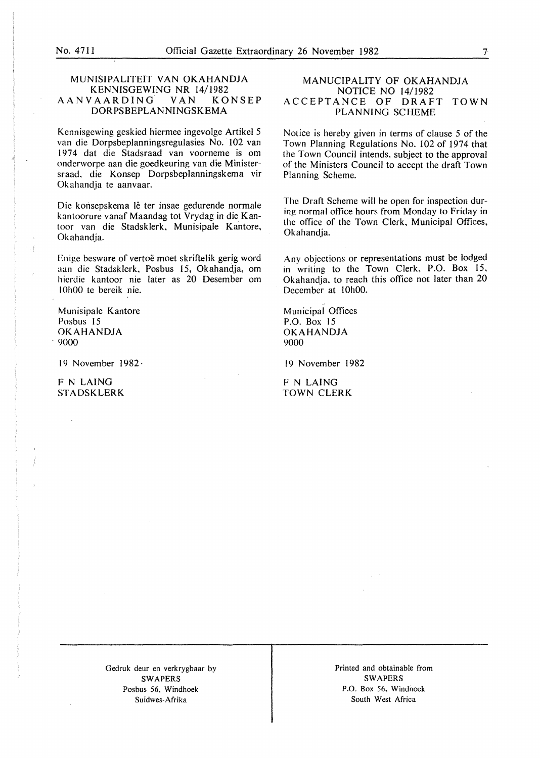## MUNISIPALITEIT VAN OKAHANDJA
## KENNISGEWING NR 14/1982
## AANVAARDING VAN KONSEP DORPSBEPLANNINGSKEMA

Kennisgewing geskied hiermee ingevolge Artikel 5 van die Dorpsbeplanningsregulasies No. 102 van 1974 dat die Stadsraad van voorneme is om onderworpe aan die goedkeuring van die Ministersraad, die Konsep Dorpsbeplanningskema vir Okahandja te aanvaar.

Die konsepskema lê ter insae gedurende normale kantoorure vanaf Maandag tot Vrydag in die Kantoor van die Stadsklerk, Munisipale Kantore, Okahandja.

Enige besware of vertoë moet skriftelik gerig word aan die Stadsklerk, Posbus 15, Okahandja, om hierdie kantoor nie later as 20 Desember om 10h00 te bereik nie.

Munisipale Kantore
Posbus 15
OKAHANDJA
9000

19 November 1982

F N LAING
STADSKLERK

## MANUCIPALITY OF OKAHANDJA
## NOTICE NO 14/1982
## ACCEPTANCE OF DRAFT TOWN PLANNING SCHEME

Notice is hereby given in terms of clause 5 of the Town Planning Regulations No. 102 of 1974 that the Town Council intends, subject to the approval of the Ministers Council to accept the draft Town Planning Scheme.

The Draft Scheme will be open for inspection during normal office hours from Monday to Friday in the office of the Town Clerk, Municipal Offices, Okahandja.

Any objections or representations must be lodged in writing to the Town Clerk, P.O. Box 15, Okahandja, to reach this office not later than 20 December at 10h00.

Municipal Offices
P.O. Box 15
OKAHANDJA
9000

19 November 1982

F N LAING
TOWN CLERK

Gedruk deur en verkrygbaar by
SWAPERS
Posbus 56, Windhoek
Suidwes-Afrika

Printed and obtainable from
SWAPERS
P.O. Box 56, Windhoek
South West Africa